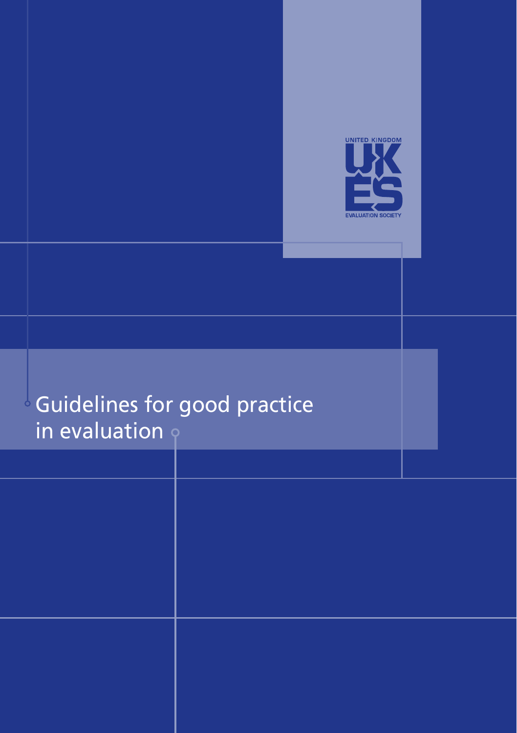UNITED KINGDOM

UK ES

EVALUATION SOCIETY

# Guidelines for good practice in evaluation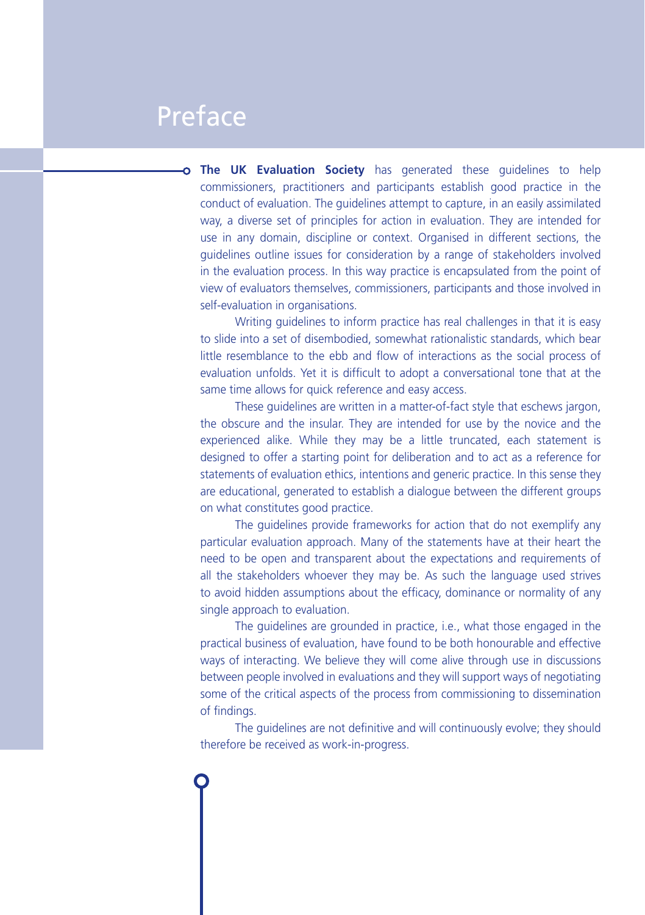# Preface

**The UK Evaluation Society** has generated these guidelines to help commissioners, practitioners and participants establish good practice in the conduct of evaluation. The guidelines attempt to capture, in an easily assimilated way, a diverse set of principles for action in evaluation. They are intended for use in any domain, discipline or context. Organised in different sections, the guidelines outline issues for consideration by a range of stakeholders involved in the evaluation process. In this way practice is encapsulated from the point of view of evaluators themselves, commissioners, participants and those involved in self-evaluation in organisations.

Writing guidelines to inform practice has real challenges in that it is easy to slide into a set of disembodied, somewhat rationalistic standards, which bear little resemblance to the ebb and flow of interactions as the social process of evaluation unfolds. Yet it is difficult to adopt a conversational tone that at the same time allows for quick reference and easy access.

These guidelines are written in a matter-of-fact style that eschews jargon, the obscure and the insular. They are intended for use by the novice and the experienced alike. While they may be a little truncated, each statement is designed to offer a starting point for deliberation and to act as a reference for statements of evaluation ethics, intentions and generic practice. In this sense they are educational, generated to establish a dialogue between the different groups on what constitutes good practice.

The guidelines provide frameworks for action that do not exemplify any particular evaluation approach. Many of the statements have at their heart the need to be open and transparent about the expectations and requirements of all the stakeholders whoever they may be. As such the language used strives to avoid hidden assumptions about the efficacy, dominance or normality of any single approach to evaluation.

The guidelines are grounded in practice, i.e., what those engaged in the practical business of evaluation, have found to be both honourable and effective ways of interacting. We believe they will come alive through use in discussions between people involved in evaluations and they will support ways of negotiating some of the critical aspects of the process from commissioning to dissemination of findings.

The guidelines are not definitive and will continuously evolve; they should therefore be received as work-in-progress.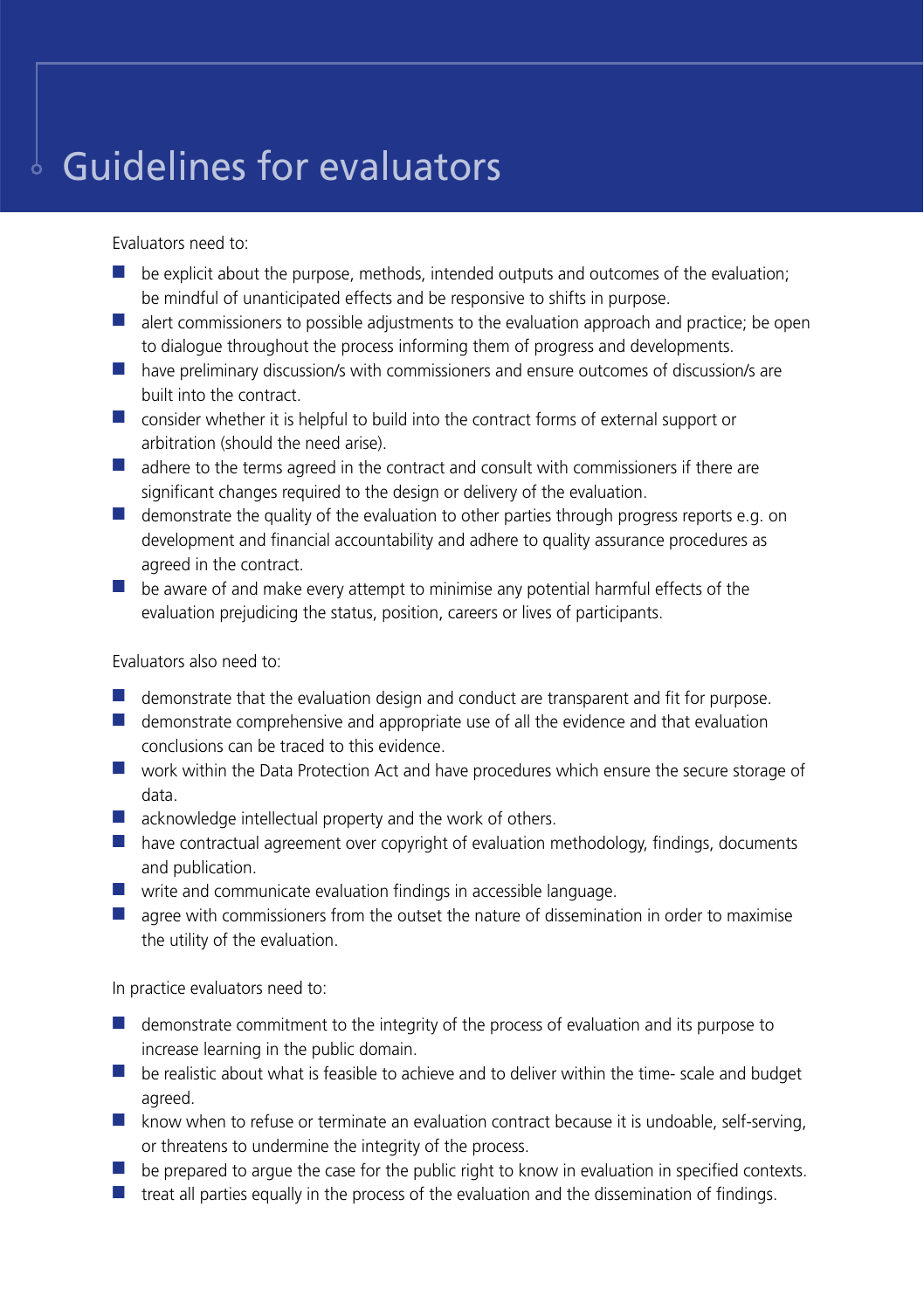# Guidelines for evaluators

Evaluators need to:

- be explicit about the purpose, methods, intended outputs and outcomes of the evaluation; be mindful of unanticipated effects and be responsive to shifts in purpose.
- alert commissioners to possible adjustments to the evaluation approach and practice; be open to dialogue throughout the process informing them of progress and developments.
- have preliminary discussion/s with commissioners and ensure outcomes of discussion/s are built into the contract.
- consider whether it is helpful to build into the contract forms of external support or arbitration (should the need arise).
- adhere to the terms agreed in the contract and consult with commissioners if there are significant changes required to the design or delivery of the evaluation.
- demonstrate the quality of the evaluation to other parties through progress reports e.g. on development and financial accountability and adhere to quality assurance procedures as agreed in the contract.
- be aware of and make every attempt to minimise any potential harmful effects of the evaluation prejudicing the status, position, careers or lives of participants.

Evaluators also need to:

- demonstrate that the evaluation design and conduct are transparent and fit for purpose.
- demonstrate comprehensive and appropriate use of all the evidence and that evaluation conclusions can be traced to this evidence.
- work within the Data Protection Act and have procedures which ensure the secure storage of data.
- acknowledge intellectual property and the work of others.
- have contractual agreement over copyright of evaluation methodology, findings, documents and publication.
- write and communicate evaluation findings in accessible language.
- agree with commissioners from the outset the nature of dissemination in order to maximise the utility of the evaluation.

In practice evaluators need to:

- demonstrate commitment to the integrity of the process of evaluation and its purpose to increase learning in the public domain.
- be realistic about what is feasible to achieve and to deliver within the time- scale and budget agreed.
- know when to refuse or terminate an evaluation contract because it is undoable, self-serving, or threatens to undermine the integrity of the process.
- be prepared to argue the case for the public right to know in evaluation in specified contexts.
- treat all parties equally in the process of the evaluation and the dissemination of findings.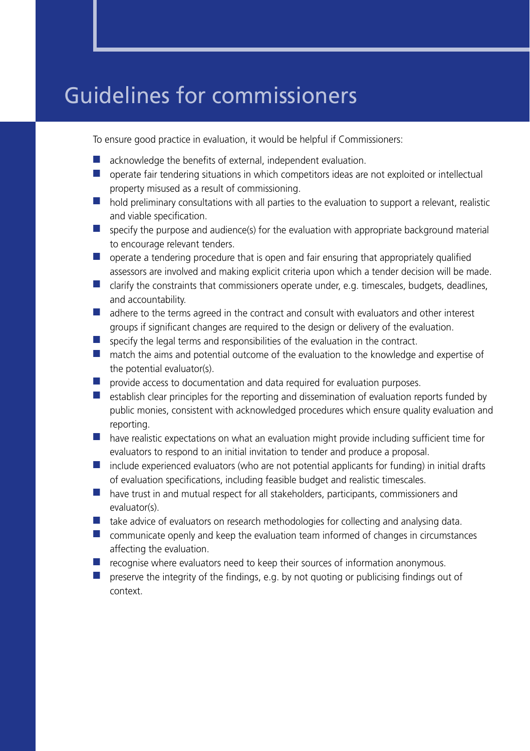# Guidelines for commissioners

To ensure good practice in evaluation, it would be helpful if Commissioners:

- acknowledge the benefits of external, independent evaluation.
- operate fair tendering situations in which competitors ideas are not exploited or intellectual property misused as a result of commissioning.
- hold preliminary consultations with all parties to the evaluation to support a relevant, realistic and viable specification.
- specify the purpose and audience(s) for the evaluation with appropriate background material to encourage relevant tenders.
- operate a tendering procedure that is open and fair ensuring that appropriately qualified assessors are involved and making explicit criteria upon which a tender decision will be made.
- clarify the constraints that commissioners operate under, e.g. timescales, budgets, deadlines, and accountability.
- adhere to the terms agreed in the contract and consult with evaluators and other interest groups if significant changes are required to the design or delivery of the evaluation.
- specify the legal terms and responsibilities of the evaluation in the contract.
- match the aims and potential outcome of the evaluation to the knowledge and expertise of the potential evaluator(s).
- provide access to documentation and data required for evaluation purposes.
- establish clear principles for the reporting and dissemination of evaluation reports funded by public monies, consistent with acknowledged procedures which ensure quality evaluation and reporting.
- have realistic expectations on what an evaluation might provide including sufficient time for evaluators to respond to an initial invitation to tender and produce a proposal.
- include experienced evaluators (who are not potential applicants for funding) in initial drafts of evaluation specifications, including feasible budget and realistic timescales.
- have trust in and mutual respect for all stakeholders, participants, commissioners and evaluator(s).
- take advice of evaluators on research methodologies for collecting and analysing data.
- communicate openly and keep the evaluation team informed of changes in circumstances affecting the evaluation.
- recognise where evaluators need to keep their sources of information anonymous.
- preserve the integrity of the findings, e.g. by not quoting or publicising findings out of context.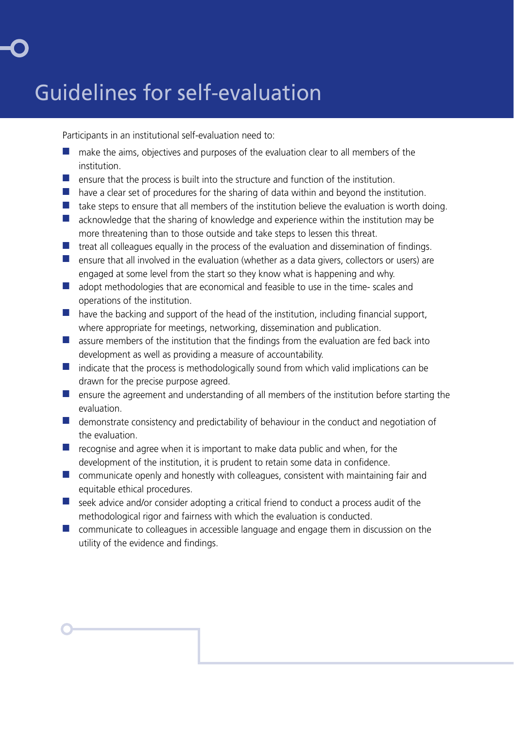# Guidelines for self-evaluation

Participants in an institutional self-evaluation need to:

- make the aims, objectives and purposes of the evaluation clear to all members of the institution.
- ensure that the process is built into the structure and function of the institution.
- have a clear set of procedures for the sharing of data within and beyond the institution.
- take steps to ensure that all members of the institution believe the evaluation is worth doing.
- acknowledge that the sharing of knowledge and experience within the institution may be more threatening than to those outside and take steps to lessen this threat.
- treat all colleagues equally in the process of the evaluation and dissemination of findings.
- ensure that all involved in the evaluation (whether as a data givers, collectors or users) are engaged at some level from the start so they know what is happening and why.
- adopt methodologies that are economical and feasible to use in the time- scales and operations of the institution.
- have the backing and support of the head of the institution, including financial support, where appropriate for meetings, networking, dissemination and publication.
- assure members of the institution that the findings from the evaluation are fed back into development as well as providing a measure of accountability.
- indicate that the process is methodologically sound from which valid implications can be drawn for the precise purpose agreed.
- ensure the agreement and understanding of all members of the institution before starting the evaluation.
- demonstrate consistency and predictability of behaviour in the conduct and negotiation of the evaluation.
- recognise and agree when it is important to make data public and when, for the development of the institution, it is prudent to retain some data in confidence.
- communicate openly and honestly with colleagues, consistent with maintaining fair and equitable ethical procedures.
- seek advice and/or consider adopting a critical friend to conduct a process audit of the methodological rigor and fairness with which the evaluation is conducted.
- communicate to colleagues in accessible language and engage them in discussion on the utility of the evidence and findings.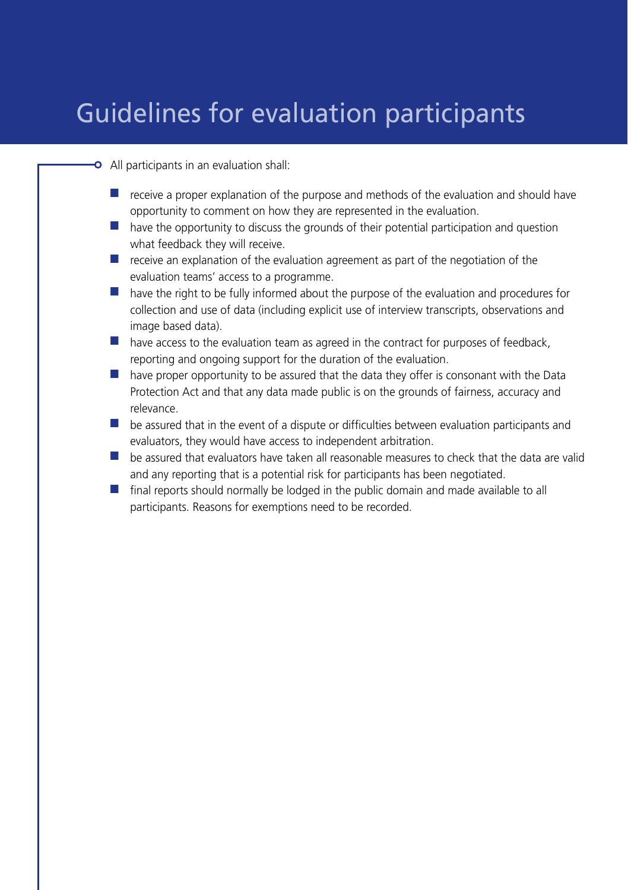# Guidelines for evaluation participants

All participants in an evaluation shall:

- receive a proper explanation of the purpose and methods of the evaluation and should have opportunity to comment on how they are represented in the evaluation.
- have the opportunity to discuss the grounds of their potential participation and question what feedback they will receive.
- receive an explanation of the evaluation agreement as part of the negotiation of the evaluation teams' access to a programme.
- have the right to be fully informed about the purpose of the evaluation and procedures for collection and use of data (including explicit use of interview transcripts, observations and image based data).
- have access to the evaluation team as agreed in the contract for purposes of feedback, reporting and ongoing support for the duration of the evaluation.
- have proper opportunity to be assured that the data they offer is consonant with the Data Protection Act and that any data made public is on the grounds of fairness, accuracy and relevance.
- be assured that in the event of a dispute or difficulties between evaluation participants and evaluators, they would have access to independent arbitration.
- be assured that evaluators have taken all reasonable measures to check that the data are valid and any reporting that is a potential risk for participants has been negotiated.
- final reports should normally be lodged in the public domain and made available to all participants. Reasons for exemptions need to be recorded.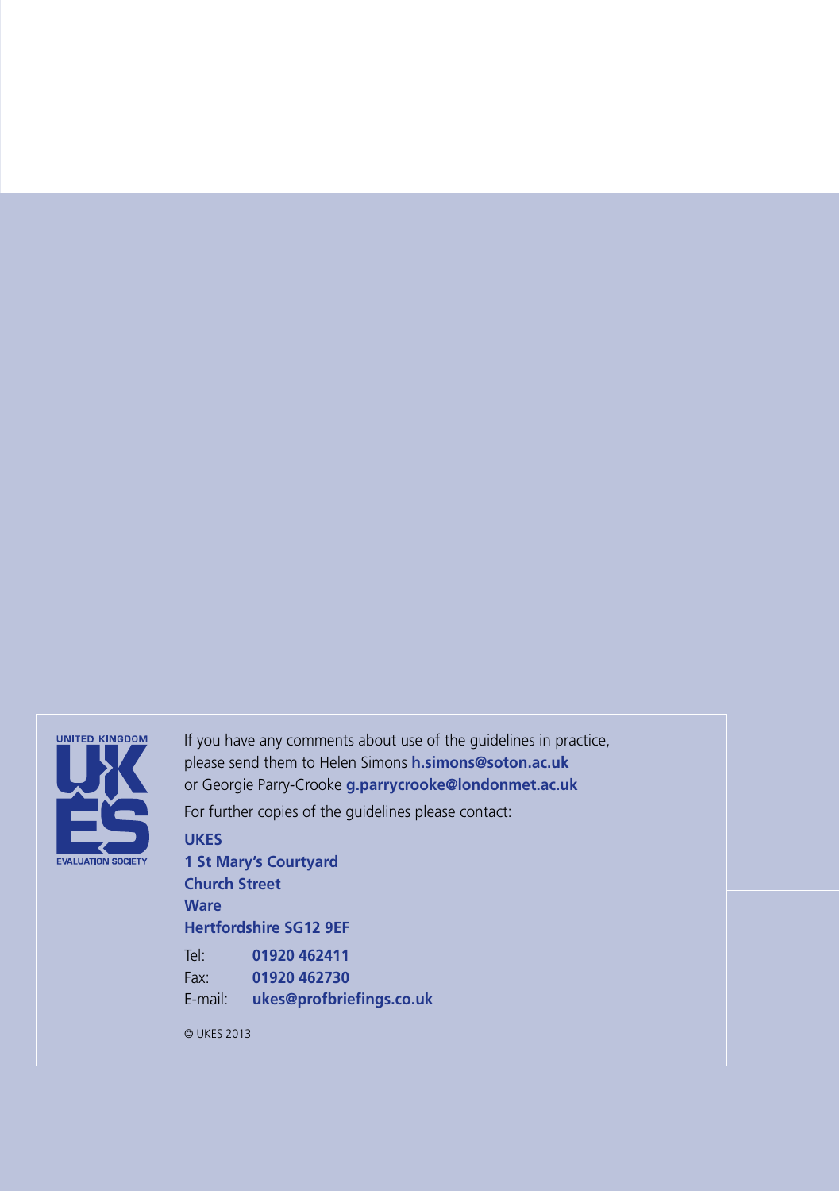If you have any comments about use of the guidelines in practice, please send them to Helen Simons **h.simons@soton.ac.uk** or Georgie Parry-Crooke **g.parrycrooke@londonmet.ac.uk**

For further copies of the guidelines please contact:

**UKES**
**1 St Mary's Courtyard**
**Church Street**
**Ware**
**Hertfordshire SG12 9EF**

Tel: **01920 462411**
Fax: **01920 462730**
E-mail: **ukes@profbriefings.co.uk**

© UKES 2013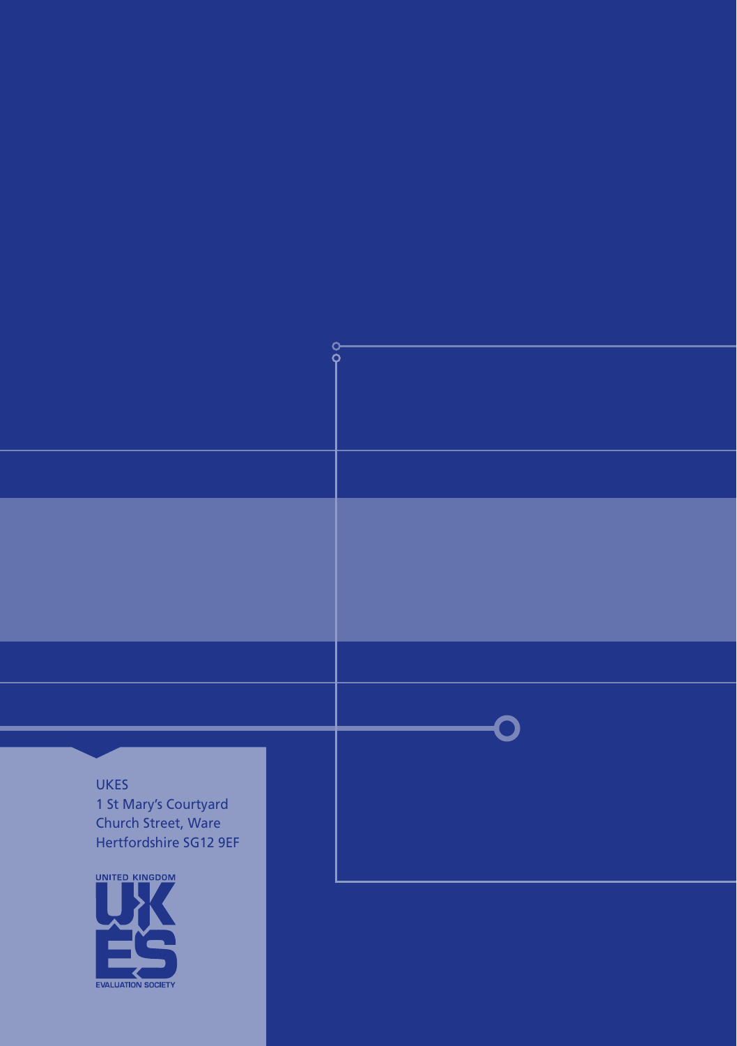UKES
1 St Mary's Courtyard
Church Street, Ware
Hertfordshire SG12 9EF

UNITED KINGDOM
UK
ES
EVALUATION SOCIETY